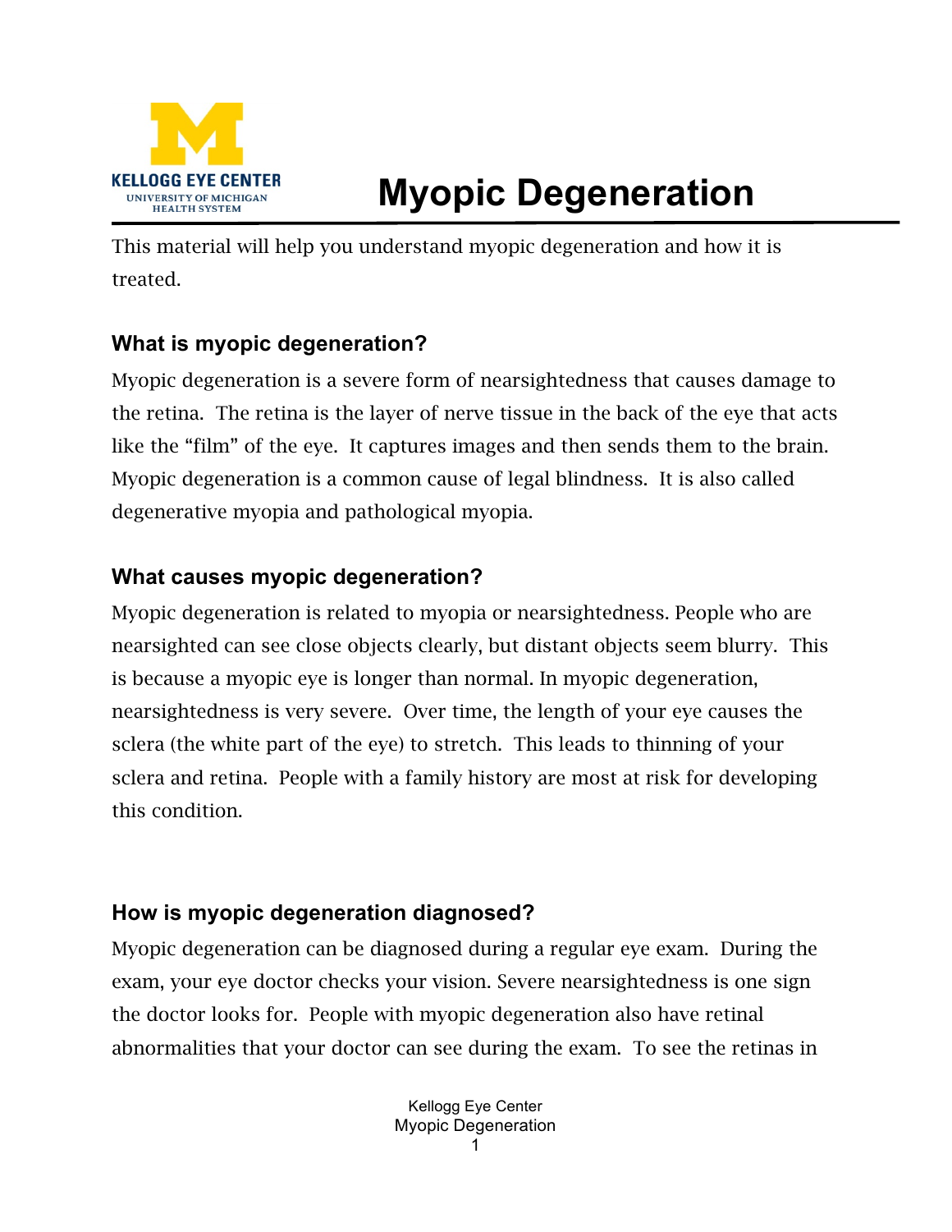KELLOGG EYE CENTER
UNIVERSITY OF MICHIGAN
HEALTH SYSTEM

# Myopic Degeneration

This material will help you understand myopic degeneration and how it is treated.

### What is myopic degeneration?

Myopic degeneration is a severe form of nearsightedness that causes damage to the retina. The retina is the layer of nerve tissue in the back of the eye that acts like the "film" of the eye. It captures images and then sends them to the brain. Myopic degeneration is a common cause of legal blindness. It is also called degenerative myopia and pathological myopia.

### What causes myopic degeneration?

Myopic degeneration is related to myopia or nearsightedness. People who are nearsighted can see close objects clearly, but distant objects seem blurry. This is because a myopic eye is longer than normal. In myopic degeneration, nearsightedness is very severe. Over time, the length of your eye causes the sclera (the white part of the eye) to stretch. This leads to thinning of your sclera and retina. People with a family history are most at risk for developing this condition.

### How is myopic degeneration diagnosed?

Myopic degeneration can be diagnosed during a regular eye exam. During the exam, your eye doctor checks your vision. Severe nearsightedness is one sign the doctor looks for. People with myopic degeneration also have retinal abnormalities that your doctor can see during the exam. To see the retinas in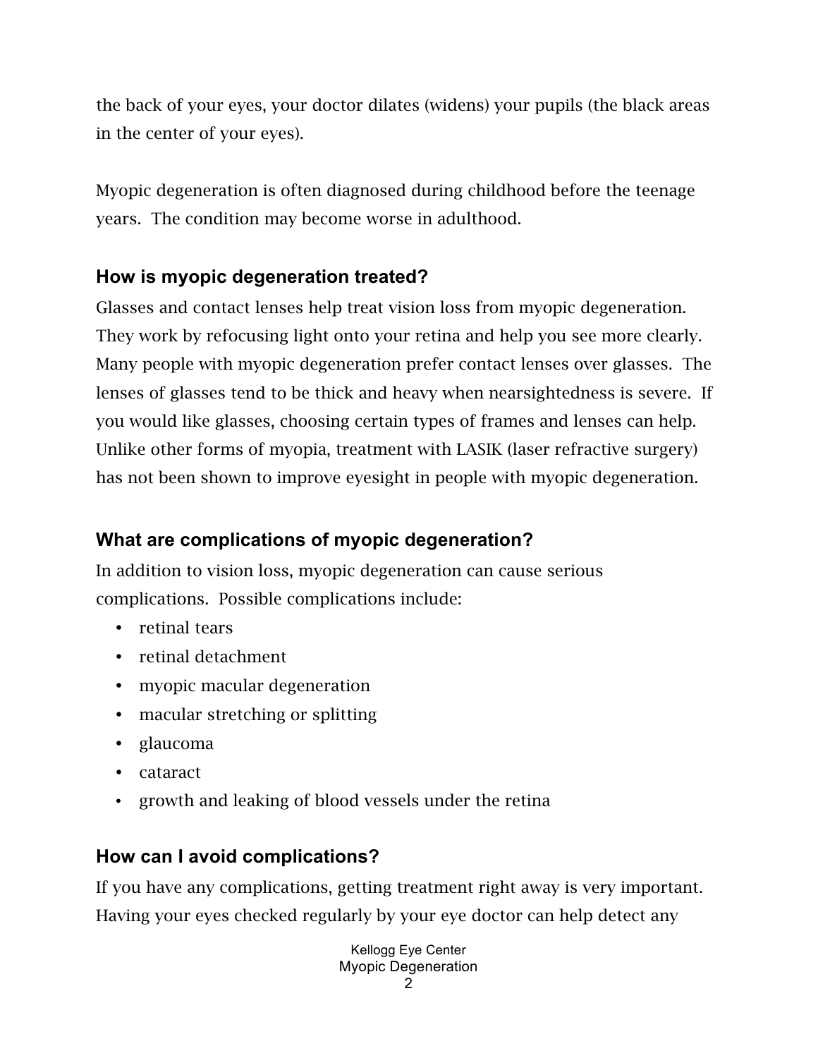the back of your eyes, your doctor dilates (widens) your pupils (the black areas in the center of your eyes).

Myopic degeneration is often diagnosed during childhood before the teenage years. The condition may become worse in adulthood.

## How is myopic degeneration treated?

Glasses and contact lenses help treat vision loss from myopic degeneration. They work by refocusing light onto your retina and help you see more clearly. Many people with myopic degeneration prefer contact lenses over glasses. The lenses of glasses tend to be thick and heavy when nearsightedness is severe. If you would like glasses, choosing certain types of frames and lenses can help. Unlike other forms of myopia, treatment with LASIK (laser refractive surgery) has not been shown to improve eyesight in people with myopic degeneration.

## What are complications of myopic degeneration?

In addition to vision loss, myopic degeneration can cause serious complications. Possible complications include:

- retinal tears
- retinal detachment
- myopic macular degeneration
- macular stretching or splitting
- glaucoma
- cataract
- growth and leaking of blood vessels under the retina

## How can I avoid complications?

If you have any complications, getting treatment right away is very important. Having your eyes checked regularly by your eye doctor can help detect any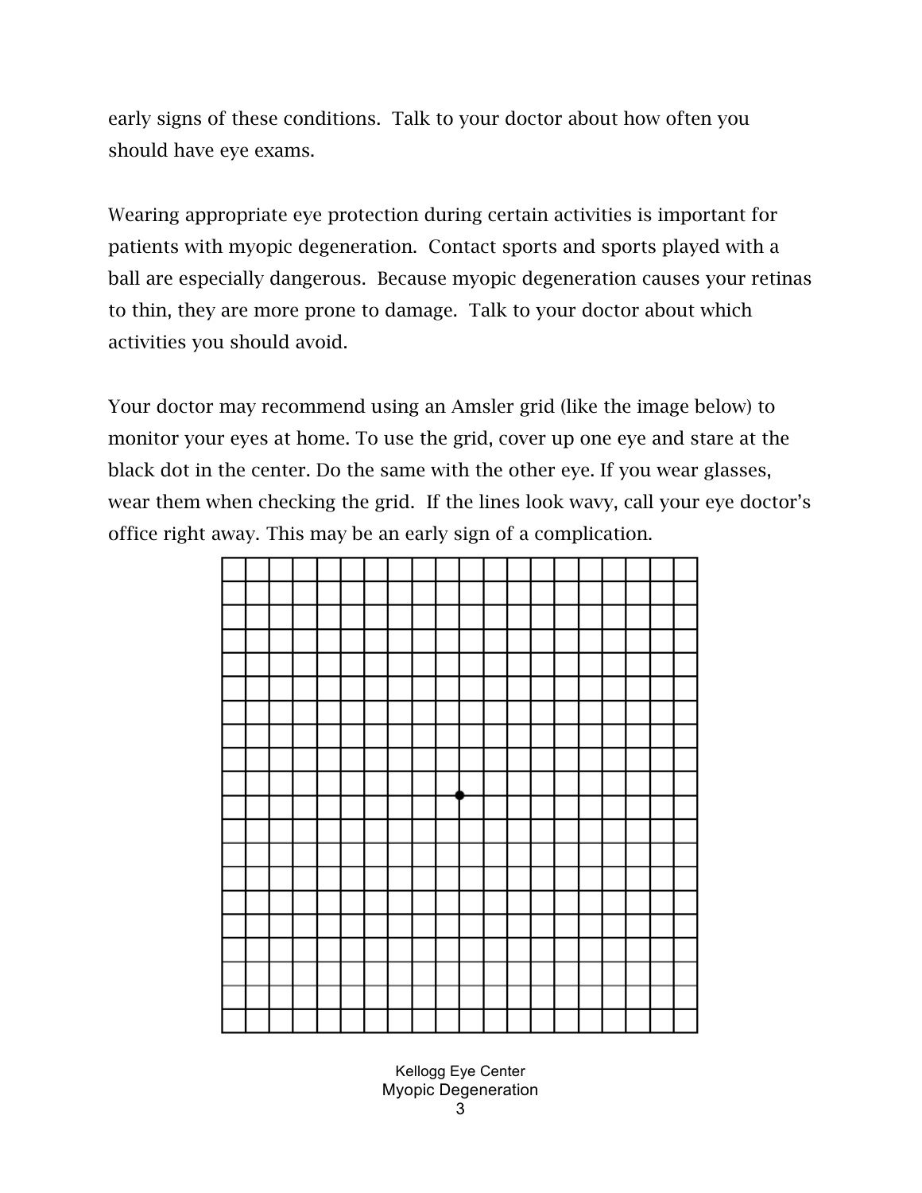early signs of these conditions.  Talk to your doctor about how often you should have eye exams.

Wearing appropriate eye protection during certain activities is important for patients with myopic degeneration.  Contact sports and sports played with a ball are especially dangerous.  Because myopic degeneration causes your retinas to thin, they are more prone to damage.  Talk to your doctor about which activities you should avoid.

Your doctor may recommend using an Amsler grid (like the image below) to monitor your eyes at home. To use the grid, cover up one eye and stare at the black dot in the center. Do the same with the other eye. If you wear glasses, wear them when checking the grid.  If the lines look wavy, call your eye doctor's office right away. This may be an early sign of a complication.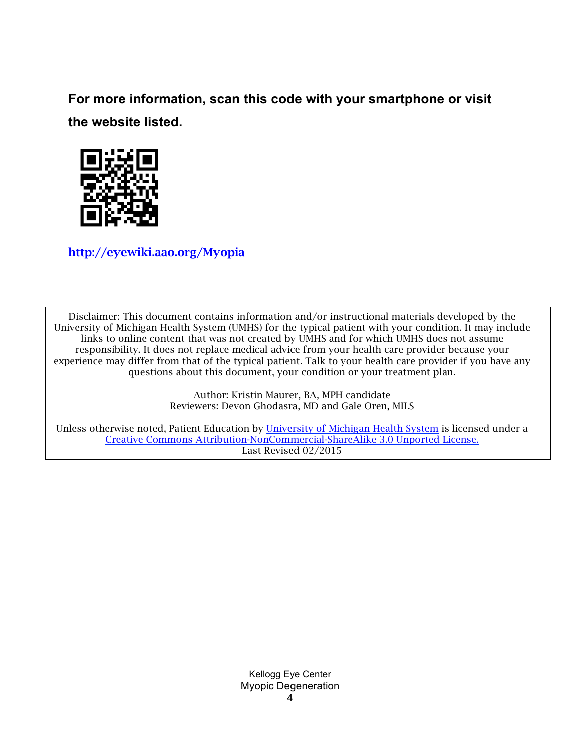**For more information, scan this code with your smartphone or visit the website listed.**

http://eyewiki.aao.org/Myopia

Disclaimer: This document contains information and/or instructional materials developed by the University of Michigan Health System (UMHS) for the typical patient with your condition. It may include links to online content that was not created by UMHS and for which UMHS does not assume responsibility. It does not replace medical advice from your health care provider because your experience may differ from that of the typical patient. Talk to your health care provider if you have any questions about this document, your condition or your treatment plan.

Author: Kristin Maurer, BA, MPH candidate
Reviewers: Devon Ghodasra, MD and Gale Oren, MILS

Unless otherwise noted, Patient Education by University of Michigan Health System is licensed under a Creative Commons Attribution-NonCommercial-ShareAlike 3.0 Unported License.
Last Revised 02/2015